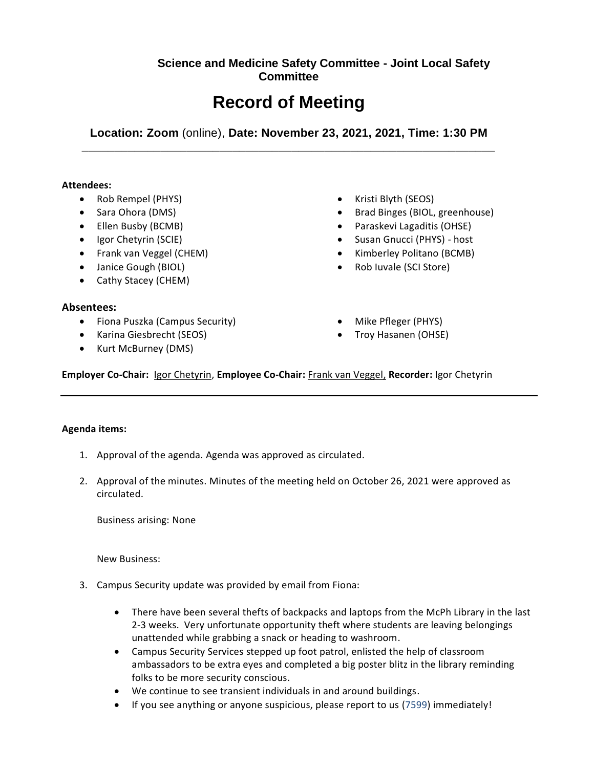**Science and Medicine Safety Committee - Joint Local Safety Committee**

# Record of Meeting

**Location: Zoom** (online), **Date: November 23, 2021, 2021, Time: 1:30 PM**

---

**Attendees:**

- Rob Rempel (PHYS)
- Sara Ohora (DMS)
- Ellen Busby (BCMB)
- Igor Chetyrin (SCIE)
- Frank van Veggel (CHEM)
- Janice Gough (BIOL)
- Cathy Stacey (CHEM)
- Kristi Blyth (SEOS)
- Brad Binges (BIOL, greenhouse)
- Paraskevi Lagaditis (OHSE)
- Susan Gnucci (PHYS) - host
- Kimberley Politano (BCMB)
- Rob Iuvale (SCI Store)

**Absentees:**

- Fiona Puszka (Campus Security)
- Karina Giesbrecht (SEOS)
- Kurt McBurney (DMS)
- Mike Pfleger (PHYS)
- Troy Hasanen (OHSE)

**Employer Co-Chair:** Igor Chetyrin, **Employee Co-Chair:** Frank van Veggel, **Recorder:** Igor Chetyrin

---

**Agenda items:**

1. Approval of the agenda. Agenda was approved as circulated.

2. Approval of the minutes. Minutes of the meeting held on October 26, 2021 were approved as circulated.

   Business arising: None

   New Business:

3. Campus Security update was provided by email from Fiona:

   - There have been several thefts of backpacks and laptops from the McPh Library in the last 2-3 weeks. Very unfortunate opportunity theft where students are leaving belongings unattended while grabbing a snack or heading to washroom.
   - Campus Security Services stepped up foot patrol, enlisted the help of classroom ambassadors to be extra eyes and completed a big poster blitz in the library reminding folks to be more security conscious.
   - We continue to see transient individuals in and around buildings.
   - If you see anything or anyone suspicious, please report to us (7599) immediately!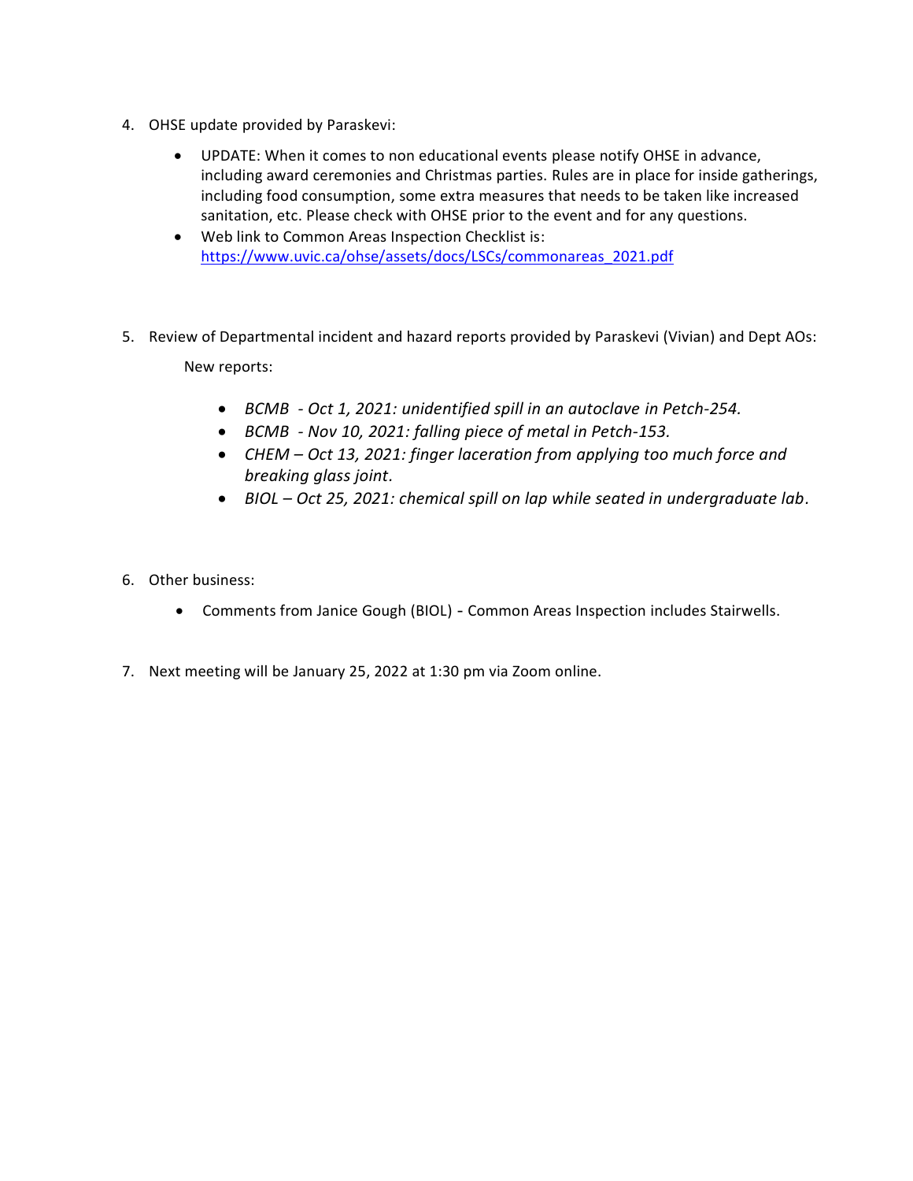4. OHSE update provided by Paraskevi:

    - UPDATE: When it comes to non educational events please notify OHSE in advance, including award ceremonies and Christmas parties. Rules are in place for inside gatherings, including food consumption, some extra measures that needs to be taken like increased sanitation, etc. Please check with OHSE prior to the event and for any questions.
    - Web link to Common Areas Inspection Checklist is: [https://www.uvic.ca/ohse/assets/docs/LSCs/commonareas_2021.pdf](https://www.uvic.ca/ohse/assets/docs/LSCs/commonareas_2021.pdf)

5. Review of Departmental incident and hazard reports provided by Paraskevi (Vivian) and Dept AOs:

    New reports:

    - *BCMB - Oct 1, 2021: unidentified spill in an autoclave in Petch-254.*
    - *BCMB - Nov 10, 2021: falling piece of metal in Petch-153.*
    - *CHEM – Oct 13, 2021: finger laceration from applying too much force and breaking glass joint.*
    - *BIOL – Oct 25, 2021: chemical spill on lap while seated in undergraduate lab*.

6. Other business:

    - Comments from Janice Gough (BIOL) - Common Areas Inspection includes Stairwells.

7. Next meeting will be January 25, 2022 at 1:30 pm via Zoom online.